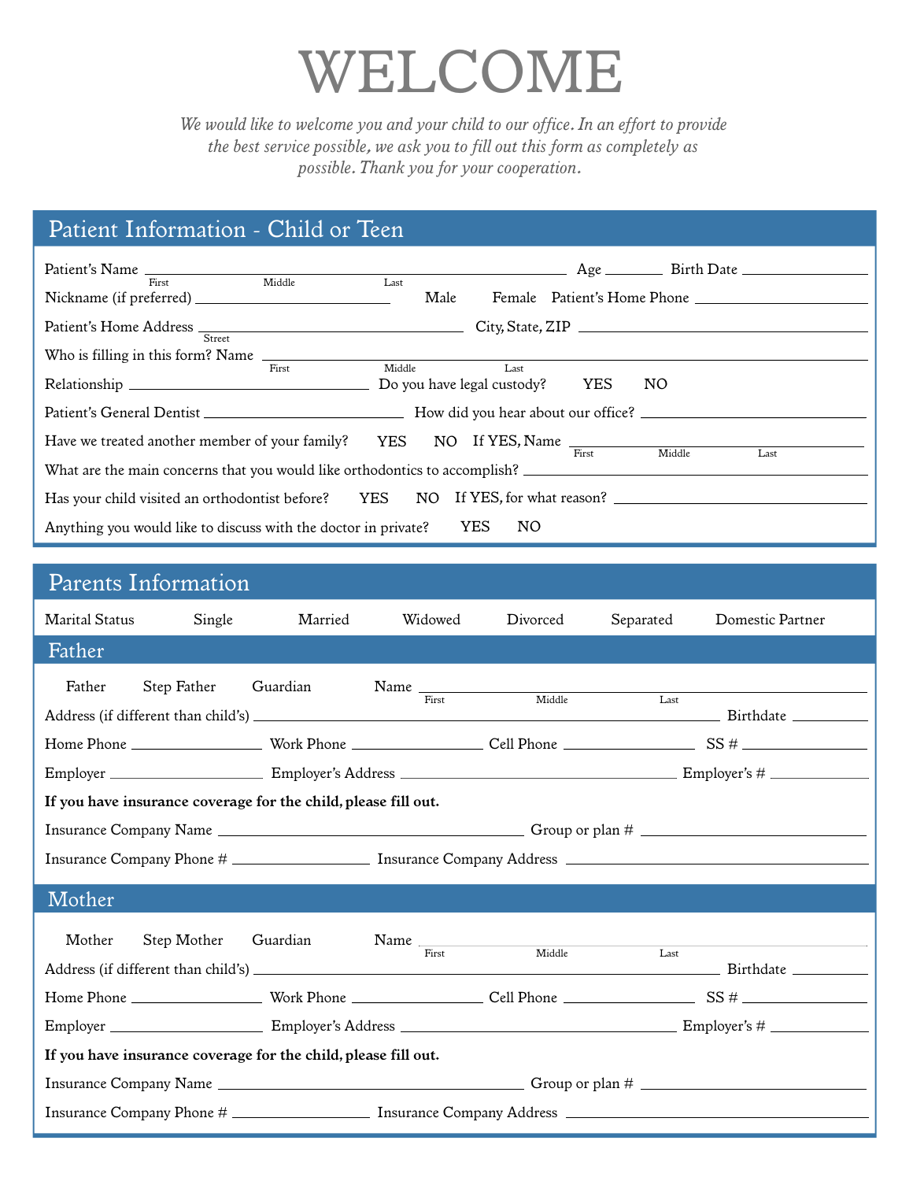# WELCOME

*We would like to welcome you and your child to our office. In an effort to provide the best service possible, we ask you to fill out this form as completely as possible. Thank you for your cooperation.*

## Patient Information - Child or Teen

Patient's Name ______________________________ Age ________ Birth Date ______________
First Middle Last

Nickname (if preferred) ______________________ Male Female Patient's Home Phone ______________

Patient's Home Address ______________________ City, State, ZIP ______________________
Street

Who is filling in this form? Name ______________________________
First Middle Last

Relationship ______________________ Do you have legal custody? YES NO

Patient's General Dentist ______________________ How did you hear about our office? ______________

Have we treated another member of your family? YES NO If YES, Name ______________________
First Middle Last

What are the main concerns that you would like orthodontics to accomplish? ______________________

Has your child visited an orthodontist before? YES NO If YES, for what reason? ______________

Anything you would like to discuss with the doctor in private? YES NO

## Parents Information

Marital Status Single Married Widowed Divorced Separated Domestic Partner

### Father

Father Step Father Guardian Name ______________________________
First Middle Last

Address (if different than child's) ______________________________ Birthdate ____________

Home Phone ____________ Work Phone ____________ Cell Phone ____________ SS # ____________

Employer ____________ Employer's Address ______________________ Employer's # ____________

**If you have insurance coverage for the child, please fill out.**

Insurance Company Name ______________________ Group or plan # ______________________

Insurance Company Phone # ____________ Insurance Company Address ______________________

### Mother

Mother Step Mother Guardian Name ______________________________
First Middle Last

Address (if different than child's) ______________________________ Birthdate ____________

Home Phone ____________ Work Phone ____________ Cell Phone ____________ SS # ____________

Employer ____________ Employer's Address ______________________ Employer's # ____________

**If you have insurance coverage for the child, please fill out.**

Insurance Company Name ______________________ Group or plan # ______________________

Insurance Company Phone # ____________ Insurance Company Address ______________________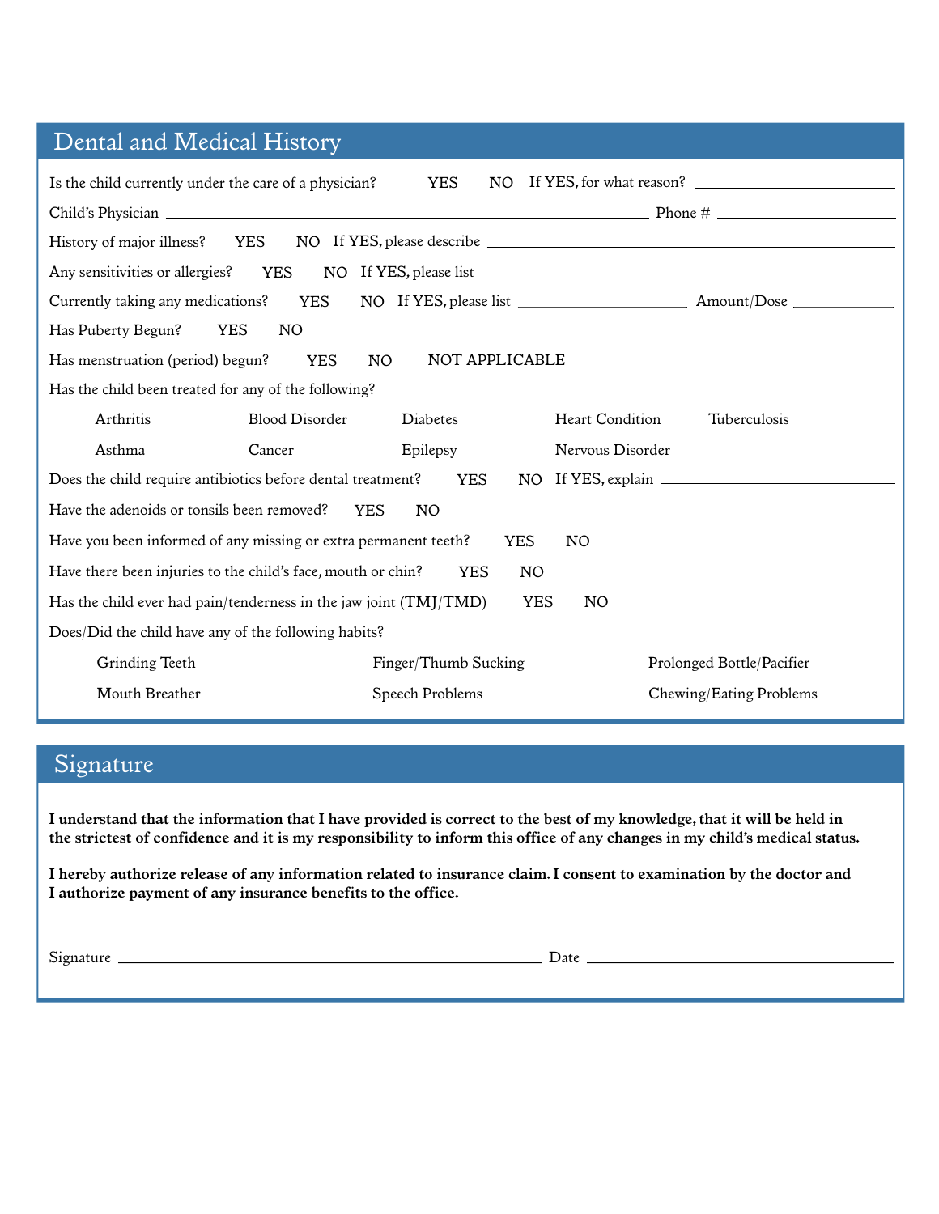## Dental and Medical History

Is the child currently under the care of a physician? YES NO If YES, for what reason? ____________________

Child's Physician ____________________ Phone # ____________________

History of major illness? YES NO If YES, please describe ____________________

Any sensitivities or allergies? YES NO If YES, please list ____________________

Currently taking any medications? YES NO If YES, please list ____________________ Amount/Dose ____________________

Has Puberty Begun? YES NO

Has menstruation (period) begun? YES NO NOT APPLICABLE

Has the child been treated for any of the following?

| | | | | |
|---|---|---|---|---|
| Arthritis | Blood Disorder | Diabetes | Heart Condition | Tuberculosis |
| Asthma | Cancer | Epilepsy | Nervous Disorder | |

Does the child require antibiotics before dental treatment? YES NO If YES, explain ____________________

Have the adenoids or tonsils been removed? YES NO

Have you been informed of any missing or extra permanent teeth? YES NO

Have there been injuries to the child's face, mouth or chin? YES NO

Has the child ever had pain/tenderness in the jaw joint (TMJ/TMD) YES NO

Does/Did the child have any of the following habits?

| | | |
|---|---|---|
| Grinding Teeth | Finger/Thumb Sucking | Prolonged Bottle/Pacifier |
| Mouth Breather | Speech Problems | Chewing/Eating Problems |

## Signature

**I understand that the information that I have provided is correct to the best of my knowledge, that it will be held in the strictest of confidence and it is my responsibility to inform this office of any changes in my child's medical status.**

**I hereby authorize release of any information related to insurance claim. I consent to examination by the doctor and I authorize payment of any insurance benefits to the office.**

Signature ____________________ Date ____________________